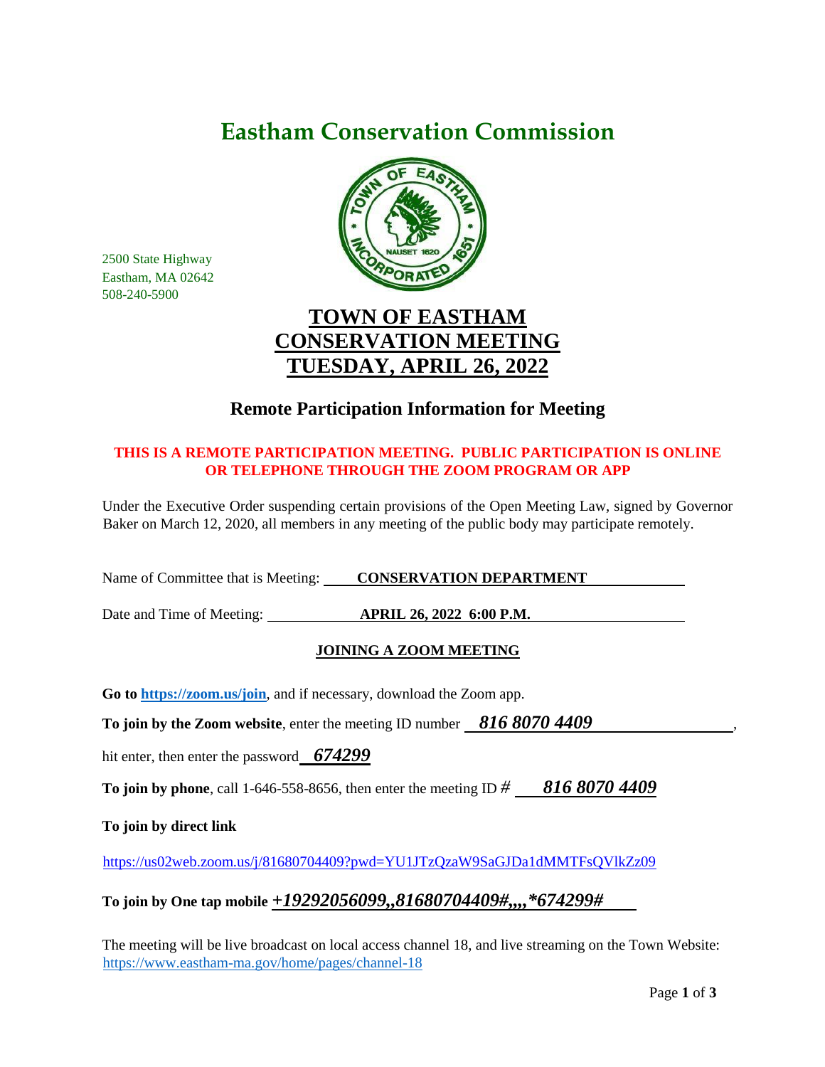# Eastham Conservation Commission

2500 State Highway
Eastham, MA 02642
508-240-5900

## TOWN OF EASTHAM
## CONSERVATION MEETING
## TUESDAY, APRIL 26, 2022

### Remote Participation Information for Meeting

**THIS IS A REMOTE PARTICIPATION MEETING. PUBLIC PARTICIPATION IS ONLINE OR TELEPHONE THROUGH THE ZOOM PROGRAM OR APP**

Under the Executive Order suspending certain provisions of the Open Meeting Law, signed by Governor Baker on March 12, 2020, all members in any meeting of the public body may participate remotely.

Name of Committee that is Meeting: **CONSERVATION DEPARTMENT**

Date and Time of Meeting: **APRIL 26, 2022 6:00 P.M.**

**JOINING A ZOOM MEETING**

**Go to https://zoom.us/join**, and if necessary, download the Zoom app.

**To join by the Zoom website**, enter the meeting ID number ***816 8070 4409***,

hit enter, then enter the password ***674299***

**To join by phone**, call 1-646-558-8656, then enter the meeting ID # ***816 8070 4409***

**To join by direct link**

https://us02web.zoom.us/j/81680704409?pwd=YU1JTzQzaW9SaGJDa1dMMTFsQVlkZz09

**To join by One tap mobile** ***+19292056099,,81680704409#,,,,*674299#***

The meeting will be live broadcast on local access channel 18, and live streaming on the Town Website: https://www.eastham-ma.gov/home/pages/channel-18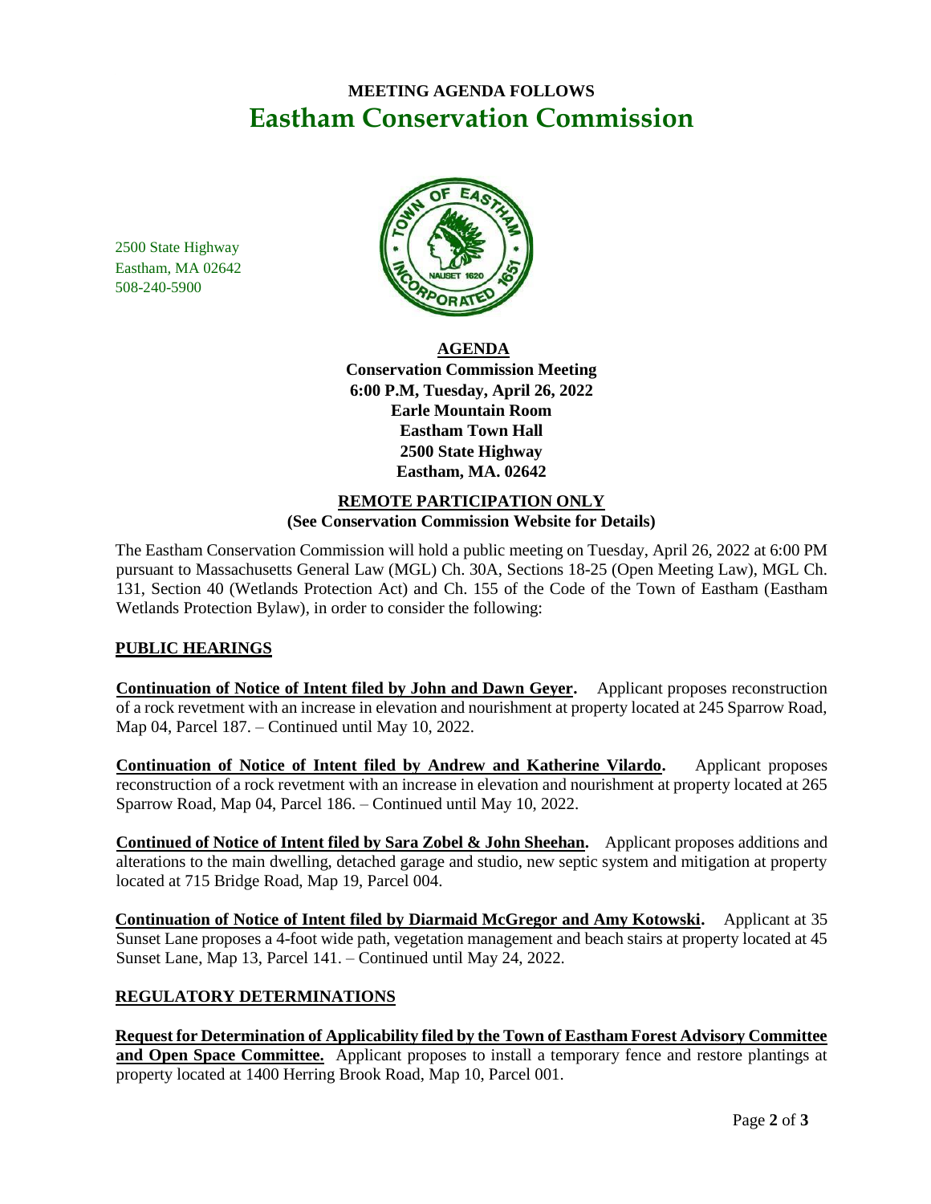**MEETING AGENDA FOLLOWS**

# Eastham Conservation Commission

2500 State Highway
Eastham, MA 02642
508-240-5900

## AGENDA

**Conservation Commission Meeting**
**6:00 P.M, Tuesday, April 26, 2022**
**Earle Mountain Room**
**Eastham Town Hall**
**2500 State Highway**
**Eastham, MA. 02642**

**REMOTE PARTICIPATION ONLY**
**(See Conservation Commission Website for Details)**

The Eastham Conservation Commission will hold a public meeting on Tuesday, April 26, 2022 at 6:00 PM pursuant to Massachusetts General Law (MGL) Ch. 30A, Sections 18-25 (Open Meeting Law), MGL Ch. 131, Section 40 (Wetlands Protection Act) and Ch. 155 of the Code of the Town of Eastham (Eastham Wetlands Protection Bylaw), in order to consider the following:

## PUBLIC HEARINGS

**Continuation of Notice of Intent filed by John and Dawn Geyer.** Applicant proposes reconstruction of a rock revetment with an increase in elevation and nourishment at property located at 245 Sparrow Road, Map 04, Parcel 187. – Continued until May 10, 2022.

**Continuation of Notice of Intent filed by Andrew and Katherine Vilardo.** Applicant proposes reconstruction of a rock revetment with an increase in elevation and nourishment at property located at 265 Sparrow Road, Map 04, Parcel 186. – Continued until May 10, 2022.

**Continued of Notice of Intent filed by Sara Zobel & John Sheehan.** Applicant proposes additions and alterations to the main dwelling, detached garage and studio, new septic system and mitigation at property located at 715 Bridge Road, Map 19, Parcel 004.

**Continuation of Notice of Intent filed by Diarmaid McGregor and Amy Kotowski.** Applicant at 35 Sunset Lane proposes a 4-foot wide path, vegetation management and beach stairs at property located at 45 Sunset Lane, Map 13, Parcel 141. – Continued until May 24, 2022.

## REGULATORY DETERMINATIONS

**Request for Determination of Applicability filed by the Town of Eastham Forest Advisory Committee and Open Space Committee.** Applicant proposes to install a temporary fence and restore plantings at property located at 1400 Herring Brook Road, Map 10, Parcel 001.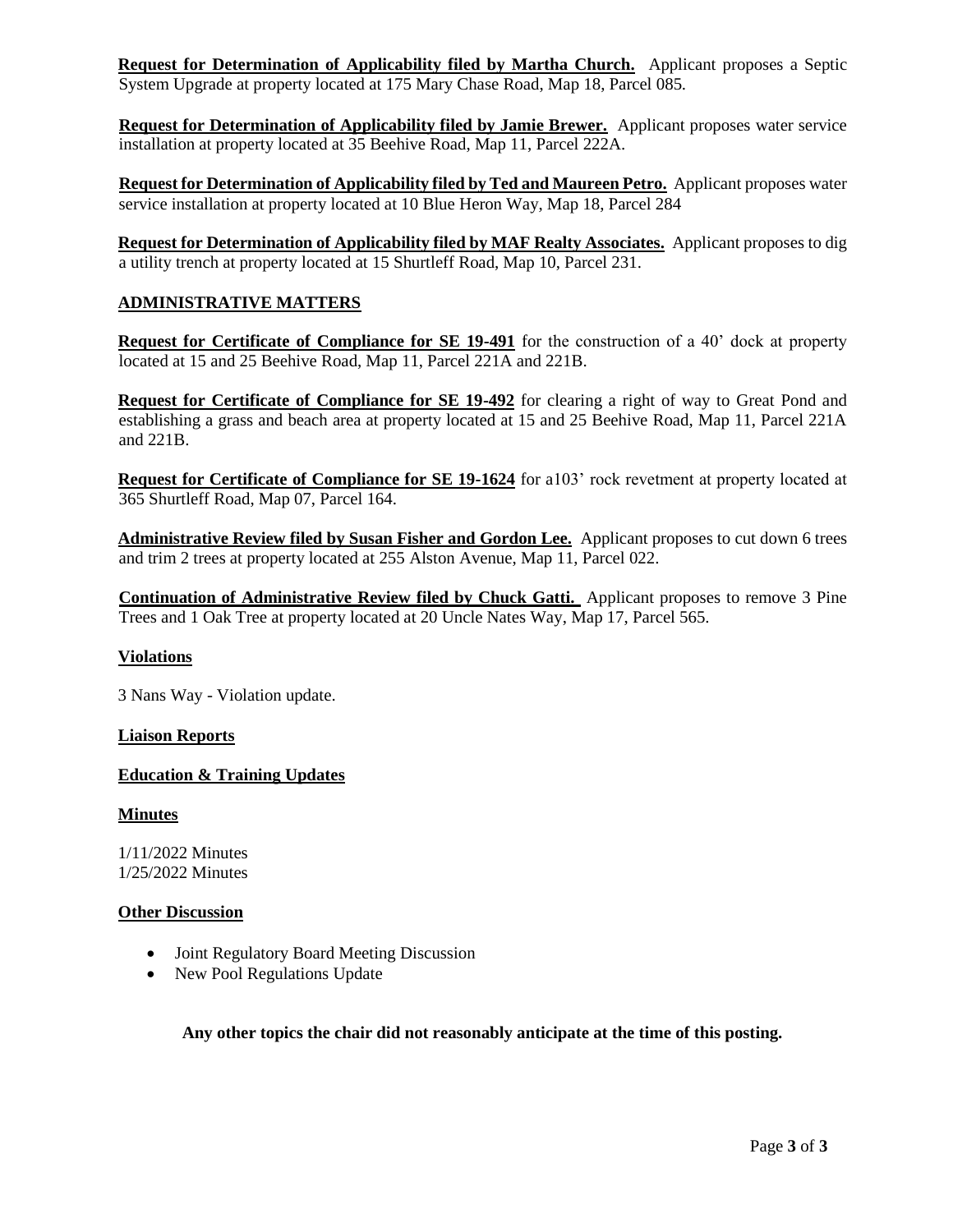**Request for Determination of Applicability filed by Martha Church.** Applicant proposes a Septic System Upgrade at property located at 175 Mary Chase Road, Map 18, Parcel 085.

**Request for Determination of Applicability filed by Jamie Brewer.** Applicant proposes water service installation at property located at 35 Beehive Road, Map 11, Parcel 222A.

**Request for Determination of Applicability filed by Ted and Maureen Petro.** Applicant proposes water service installation at property located at 10 Blue Heron Way, Map 18, Parcel 284

**Request for Determination of Applicability filed by MAF Realty Associates.** Applicant proposes to dig a utility trench at property located at 15 Shurtleff Road, Map 10, Parcel 231.

## ADMINISTRATIVE MATTERS

**Request for Certificate of Compliance for SE 19-491** for the construction of a 40' dock at property located at 15 and 25 Beehive Road, Map 11, Parcel 221A and 221B.

**Request for Certificate of Compliance for SE 19-492** for clearing a right of way to Great Pond and establishing a grass and beach area at property located at 15 and 25 Beehive Road, Map 11, Parcel 221A and 221B.

**Request for Certificate of Compliance for SE 19-1624** for a103' rock revetment at property located at 365 Shurtleff Road, Map 07, Parcel 164.

**Administrative Review filed by Susan Fisher and Gordon Lee.** Applicant proposes to cut down 6 trees and trim 2 trees at property located at 255 Alston Avenue, Map 11, Parcel 022.

**Continuation of Administrative Review filed by Chuck Gatti.** Applicant proposes to remove 3 Pine Trees and 1 Oak Tree at property located at 20 Uncle Nates Way, Map 17, Parcel 565.

### Violations

3 Nans Way - Violation update.

### Liaison Reports

### Education & Training Updates

### Minutes

1/11/2022 Minutes
1/25/2022 Minutes

### Other Discussion

- Joint Regulatory Board Meeting Discussion
- New Pool Regulations Update

**Any other topics the chair did not reasonably anticipate at the time of this posting.**